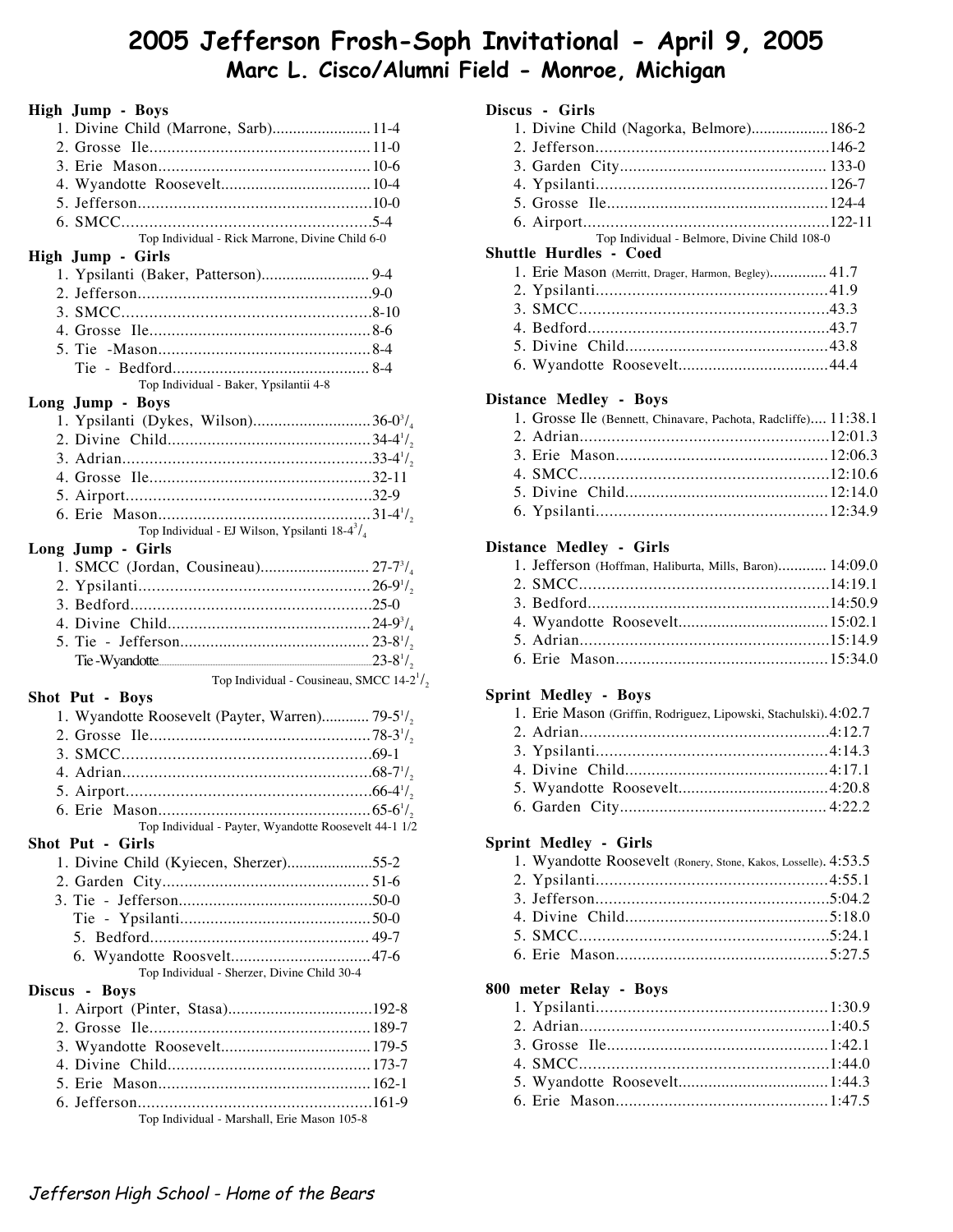# 2005 Jefferson Frosh-Soph Invitational - April 9, 2005

## Marc L. Cisco/Alumni Field - Monroe, Michigan

**High Jump - Boys**

1. Divine Child (Marrone, Sarb)........................11-4
2. Grosse Ile..................................................11-0
3. Erie Mason................................................10-6
4. Wyandotte Roosevelt...................................10-4
5. Jefferson.....................................................10-0
6. SMCC.........................................................5-4

Top Individual - Rick Marrone, Divine Child 6-0

**High Jump - Girls**

1. Ypsilanti (Baker, Patterson).......................... 9-4
2. Jefferson.....................................................9-0
3. SMCC.........................................................8-10
4. Grosse Ile..................................................8-6
5. Tie -Mason................................................8-4
   Tie - Bedford.............................................. 8-4

Top Individual - Baker, Ypsilantii 4-8

**Long Jump - Boys**

1. Ypsilanti (Dykes, Wilson)............................36-0 3/4
2. Divine Child..............................................34-4 1/2
3. Adrian........................................................33-4 1/2
4. Grosse Ile..................................................32-11
5. Airport.......................................................32-9
6. Erie Mason................................................31-4 1/2

Top Individual - EJ Wilson, Ypsilanti 18-4 3/4

**Long Jump - Girls**

1. SMCC (Jordan, Cousineau).......................... 27-7 3/4
2. Ypsilanti....................................................26-9 1/2
3. Bedford......................................................25-0
4. Divine Child..............................................24-9 3/4
5. Tie - Jefferson........................................... 23-8 1/2
   Tie -Wyandotte.............................................23-8 1/2

Top Individual - Cousineau, SMCC 14-2 1/2

**Shot Put - Boys**

1. Wyandotte Roosevelt (Payter, Warren)............ 79-5 1/2
2. Grosse Ile..................................................78-3 1/2
3. SMCC.........................................................69-1
4. Adrian........................................................68-7 1/2
5. Airport.......................................................66-4 1/2
6. Erie Mason................................................65-6 1/2

Top Individual - Payter, Wyandotte Roosevelt 44-1 1/2

**Shot Put - Girls**

1. Divine Child (Kyiecen, Sherzer).....................55-2
2. Garden City............................................... 51-6
3. Tie - Jefferson.............................................50-0
   Tie - Ypsilanti............................................50-0
5. Bedford.................................................. 49-7
6. Wyandotte Roosvelt.................................47-6

Top Individual - Sherzer, Divine Child 30-4

**Discus - Boys**

1. Airport (Pinter, Stasa)..................................192-8
2. Grosse Ile..................................................189-7
3. Wyandotte Roosevelt...................................179-5
4. Divine Child..............................................173-7
5. Erie Mason................................................162-1
6. Jefferson.....................................................161-9

Top Individual - Marshall, Erie Mason 105-8

**Discus - Girls**

1. Divine Child (Nagorka, Belmore)...................186-2
2. Jefferson....................................................146-2
3. Garden City.............................................. 133-0
4. Ypsilanti....................................................126-7
5. Grosse Ile..................................................124-4
6. Airport.......................................................122-11

Top Individual - Belmore, Divine Child 108-0

**Shuttle Hurdles - Coed**

1. Erie Mason (Merritt, Drager, Harmon, Begley).............. 41.7
2. Ypsilanti....................................................41.9
3. SMCC.........................................................43.3
4. Bedford......................................................43.7
5. Divine Child..............................................43.8
6. Wyandotte Roosevelt...................................44.4

**Distance Medley - Boys**

1. Grosse Ile (Bennett, Chinavare, Pachota, Radcliffe).... 11:38.1
2. Adrian........................................................12:01.3
3. Erie Mason................................................12:06.3
4. SMCC.........................................................12:10.6
5. Divine Child..............................................12:14.0
6. Ypsilanti....................................................12:34.9

**Distance Medley - Girls**

1. Jefferson (Hoffman, Haliburta, Mills, Baron)............ 14:09.0
2. SMCC.........................................................14:19.1
3. Bedford......................................................14:50.9
4. Wyandotte Roosevelt...................................15:02.1
5. Adrian........................................................15:14.9
6. Erie Mason................................................15:34.0

**Sprint Medley - Boys**

1. Erie Mason (Griffin, Rodriguez, Lipowski, Stachulski). 4:02.7
2. Adrian........................................................4:12.7
3. Ypsilanti....................................................4:14.3
4. Divine Child..............................................4:17.1
5. Wyandotte Roosevelt...................................4:20.8
6. Garden City.............................................. 4:22.2

**Sprint Medley - Girls**

1. Wyandotte Roosevelt (Ronery, Stone, Kakos, Losselle). 4:53.5
2. Ypsilanti....................................................4:55.1
3. Jefferson.....................................................5:04.2
4. Divine Child..............................................5:18.0
5. SMCC.........................................................5:24.1
6. Erie Mason................................................5:27.5

**800 meter Relay - Boys**

1. Ypsilanti....................................................1:30.9
2. Adrian........................................................1:40.5
3. Grosse Ile..................................................1:42.1
4. SMCC.........................................................1:44.0
5. Wyandotte Roosevelt...................................1:44.3
6. Erie Mason................................................1:47.5

*Jefferson High School - Home of the Bears*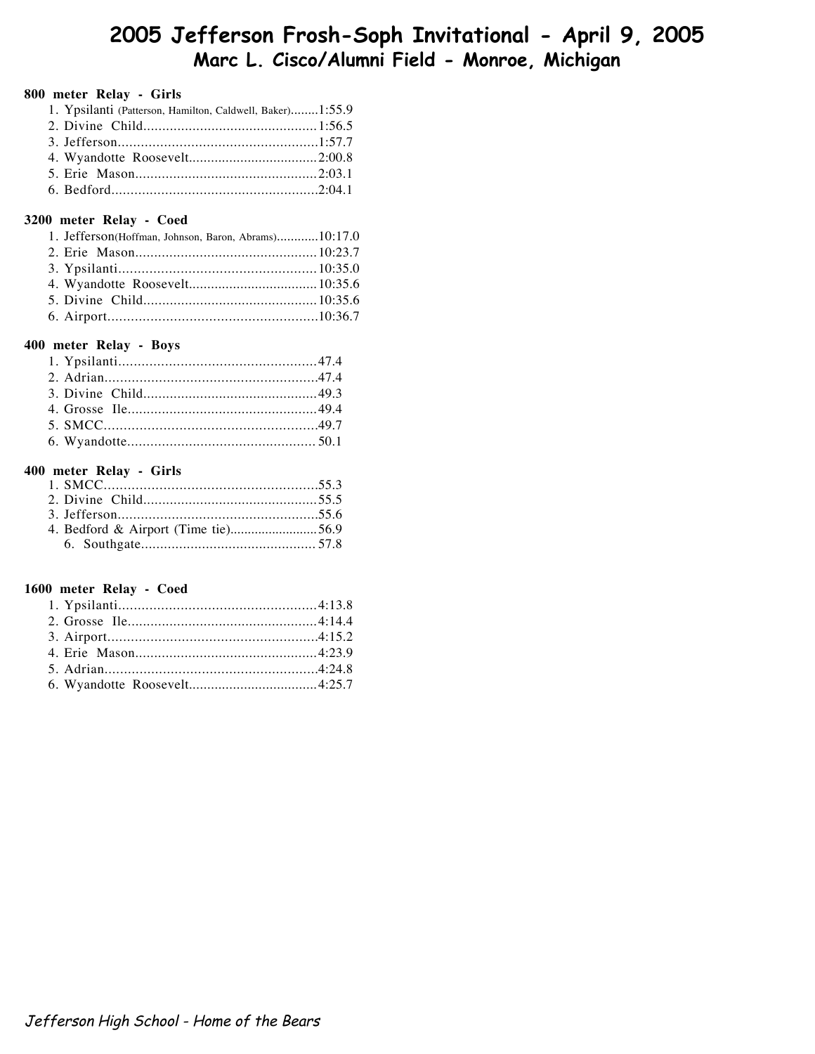# 2005 Jefferson Frosh-Soph Invitational - April 9, 2005

## Marc L. Cisco/Alumni Field - Monroe, Michigan

**800 meter Relay - Girls**

1. Ypsilanti (Patterson, Hamilton, Caldwell, Baker)........1:55.9
2. Divine Child.............................................1:56.5
3. Jefferson....................................................1:57.7
4. Wyandotte Roosevelt..................................2:00.8
5. Erie Mason................................................2:03.1
6. Bedford......................................................2:04.1

**3200 meter Relay - Coed**

1. Jefferson(Hoffman, Johnson, Baron, Abrams)............10:17.0
2. Erie Mason................................................10:23.7
3. Ypsilanti....................................................10:35.0
4. Wyandotte Roosevelt..................................10:35.6
5. Divine Child.............................................10:35.6
6. Airport......................................................10:36.7

**400 meter Relay - Boys**

1. Ypsilanti....................................................47.4
2. Adrian.......................................................47.4
3. Divine Child.............................................49.3
4. Grosse Ile..................................................49.4
5. SMCC.......................................................49.7
6. Wyandotte................................................. 50.1

**400 meter Relay - Girls**

1. SMCC.......................................................55.3
2. Divine Child.............................................55.5
3. Jefferson....................................................55.6
4. Bedford & Airport (Time tie)........................56.9
6. Southgate.............................................. 57.8

**1600 meter Relay - Coed**

1. Ypsilanti....................................................4:13.8
2. Grosse Ile..................................................4:14.4
3. Airport......................................................4:15.2
4. Erie Mason................................................4:23.9
5. Adrian.......................................................4:24.8
6. Wyandotte Roosevelt..................................4:25.7

*Jefferson High School - Home of the Bears*